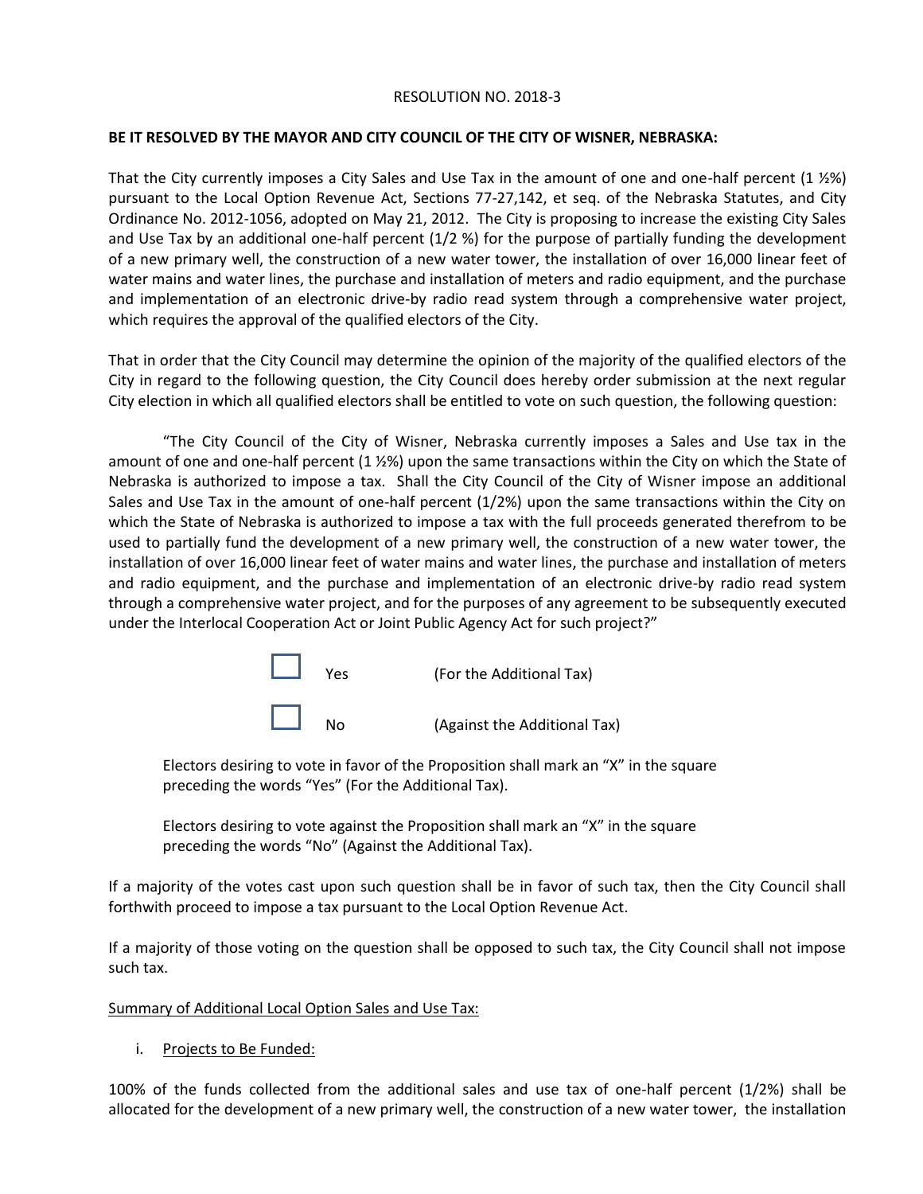RESOLUTION NO. 2018-3

**BE IT RESOLVED BY THE MAYOR AND CITY COUNCIL OF THE CITY OF WISNER, NEBRASKA:**

That the City currently imposes a City Sales and Use Tax in the amount of one and one-half percent (1 ½%) pursuant to the Local Option Revenue Act, Sections 77-27,142, et seq. of the Nebraska Statutes, and City Ordinance No. 2012-1056, adopted on May 21, 2012. The City is proposing to increase the existing City Sales and Use Tax by an additional one-half percent (1/2 %) for the purpose of partially funding the development of a new primary well, the construction of a new water tower, the installation of over 16,000 linear feet of water mains and water lines, the purchase and installation of meters and radio equipment, and the purchase and implementation of an electronic drive-by radio read system through a comprehensive water project, which requires the approval of the qualified electors of the City.

That in order that the City Council may determine the opinion of the majority of the qualified electors of the City in regard to the following question, the City Council does hereby order submission at the next regular City election in which all qualified electors shall be entitled to vote on such question, the following question:

"The City Council of the City of Wisner, Nebraska currently imposes a Sales and Use tax in the amount of one and one-half percent (1 ½%) upon the same transactions within the City on which the State of Nebraska is authorized to impose a tax. Shall the City Council of the City of Wisner impose an additional Sales and Use Tax in the amount of one-half percent (1/2%) upon the same transactions within the City on which the State of Nebraska is authorized to impose a tax with the full proceeds generated therefrom to be used to partially fund the development of a new primary well, the construction of a new water tower, the installation of over 16,000 linear feet of water mains and water lines, the purchase and installation of meters and radio equipment, and the purchase and implementation of an electronic drive-by radio read system through a comprehensive water project, and for the purposes of any agreement to be subsequently executed under the Interlocal Cooperation Act or Joint Public Agency Act for such project?"

☐ Yes (For the Additional Tax)

☐ No (Against the Additional Tax)

Electors desiring to vote in favor of the Proposition shall mark an "X" in the square preceding the words "Yes" (For the Additional Tax).

Electors desiring to vote against the Proposition shall mark an "X" in the square preceding the words "No" (Against the Additional Tax).

If a majority of the votes cast upon such question shall be in favor of such tax, then the City Council shall forthwith proceed to impose a tax pursuant to the Local Option Revenue Act.

If a majority of those voting on the question shall be opposed to such tax, the City Council shall not impose such tax.

<u>Summary of Additional Local Option Sales and Use Tax:</u>

i. <u>Projects to Be Funded:</u>

100% of the funds collected from the additional sales and use tax of one-half percent (1/2%) shall be allocated for the development of a new primary well, the construction of a new water tower, the installation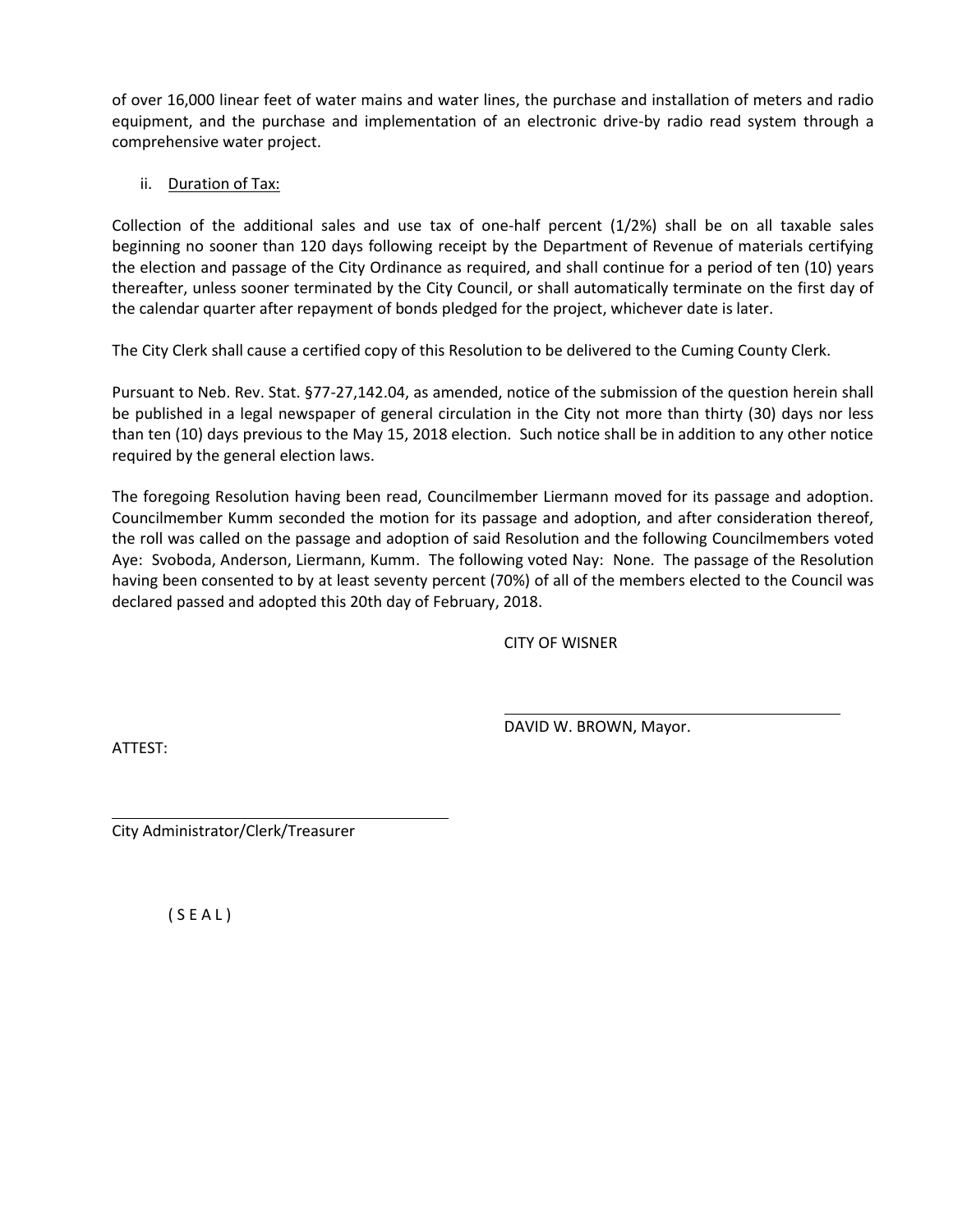of over 16,000 linear feet of water mains and water lines, the purchase and installation of meters and radio equipment, and the purchase and implementation of an electronic drive-by radio read system through a comprehensive water project.

ii. Duration of Tax:

Collection of the additional sales and use tax of one-half percent (1/2%) shall be on all taxable sales beginning no sooner than 120 days following receipt by the Department of Revenue of materials certifying the election and passage of the City Ordinance as required, and shall continue for a period of ten (10) years thereafter, unless sooner terminated by the City Council, or shall automatically terminate on the first day of the calendar quarter after repayment of bonds pledged for the project, whichever date is later.

The City Clerk shall cause a certified copy of this Resolution to be delivered to the Cuming County Clerk.

Pursuant to Neb. Rev. Stat. §77-27,142.04, as amended, notice of the submission of the question herein shall be published in a legal newspaper of general circulation in the City not more than thirty (30) days nor less than ten (10) days previous to the May 15, 2018 election. Such notice shall be in addition to any other notice required by the general election laws.

The foregoing Resolution having been read, Councilmember Liermann moved for its passage and adoption. Councilmember Kumm seconded the motion for its passage and adoption, and after consideration thereof, the roll was called on the passage and adoption of said Resolution and the following Councilmembers voted Aye: Svoboda, Anderson, Liermann, Kumm. The following voted Nay: None. The passage of the Resolution having been consented to by at least seventy percent (70%) of all of the members elected to the Council was declared passed and adopted this 20th day of February, 2018.

CITY OF WISNER

DAVID W. BROWN, Mayor.

ATTEST:

City Administrator/Clerk/Treasurer

( S E A L )